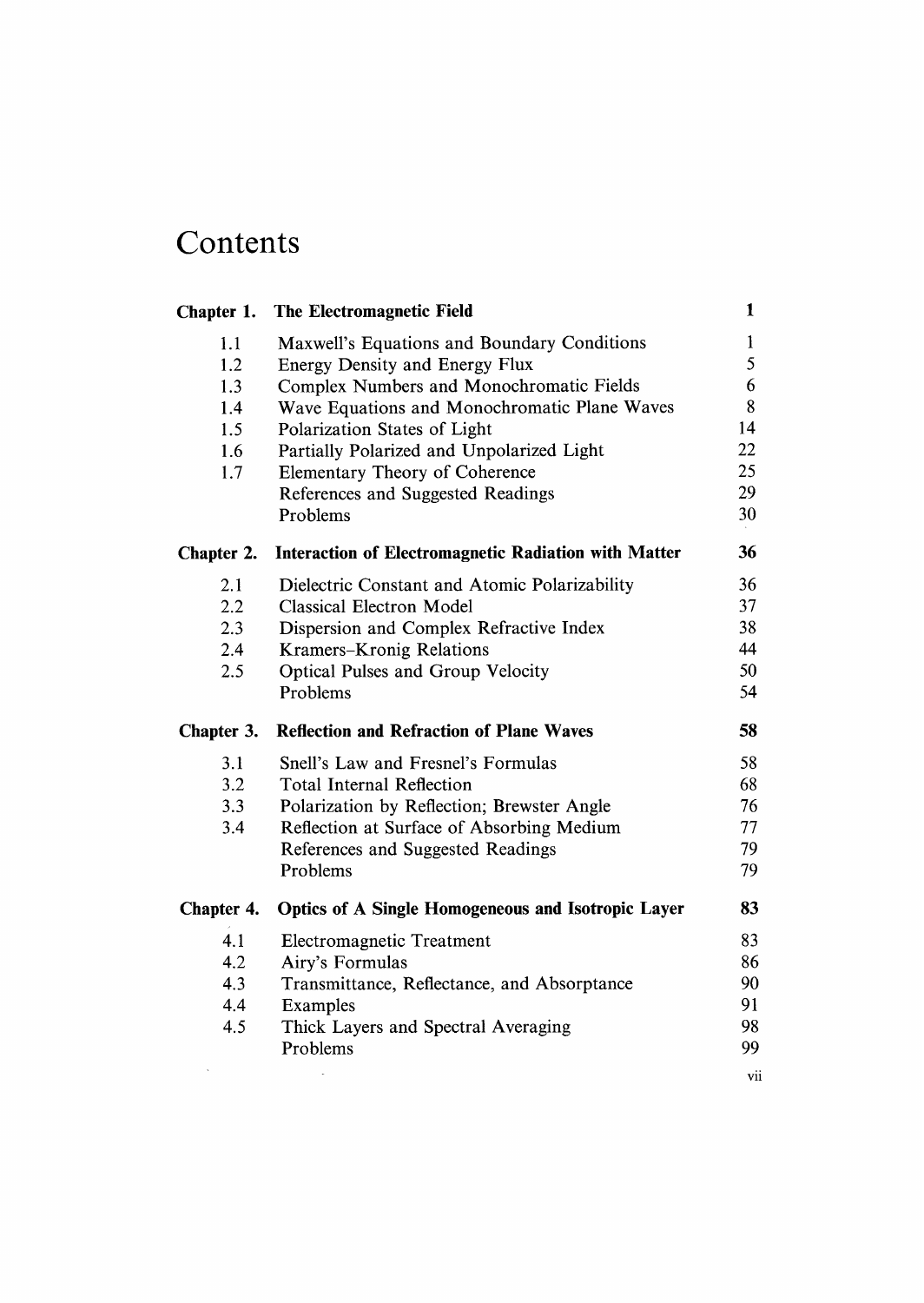# Contents

| | | |
|---|---|---|
| **Chapter 1.** | **The Electromagnetic Field** | **1** |
| 1.1 | Maxwell's Equations and Boundary Conditions | 1 |
| 1.2 | Energy Density and Energy Flux | 5 |
| 1.3 | Complex Numbers and Monochromatic Fields | 6 |
| 1.4 | Wave Equations and Monochromatic Plane Waves | 8 |
| 1.5 | Polarization States of Light | 14 |
| 1.6 | Partially Polarized and Unpolarized Light | 22 |
| 1.7 | Elementary Theory of Coherence | 25 |
| | References and Suggested Readings | 29 |
| | Problems | 30 |
| **Chapter 2.** | **Interaction of Electromagnetic Radiation with Matter** | **36** |
| 2.1 | Dielectric Constant and Atomic Polarizability | 36 |
| 2.2 | Classical Electron Model | 37 |
| 2.3 | Dispersion and Complex Refractive Index | 38 |
| 2.4 | Kramers–Kronig Relations | 44 |
| 2.5 | Optical Pulses and Group Velocity | 50 |
| | Problems | 54 |
| **Chapter 3.** | **Reflection and Refraction of Plane Waves** | **58** |
| 3.1 | Snell's Law and Fresnel's Formulas | 58 |
| 3.2 | Total Internal Reflection | 68 |
| 3.3 | Polarization by Reflection; Brewster Angle | 76 |
| 3.4 | Reflection at Surface of Absorbing Medium | 77 |
| | References and Suggested Readings | 79 |
| | Problems | 79 |
| **Chapter 4.** | **Optics of A Single Homogeneous and Isotropic Layer** | **83** |
| 4.1 | Electromagnetic Treatment | 83 |
| 4.2 | Airy's Formulas | 86 |
| 4.3 | Transmittance, Reflectance, and Absorptance | 90 |
| 4.4 | Examples | 91 |
| 4.5 | Thick Layers and Spectral Averaging | 98 |
| | Problems | 99 |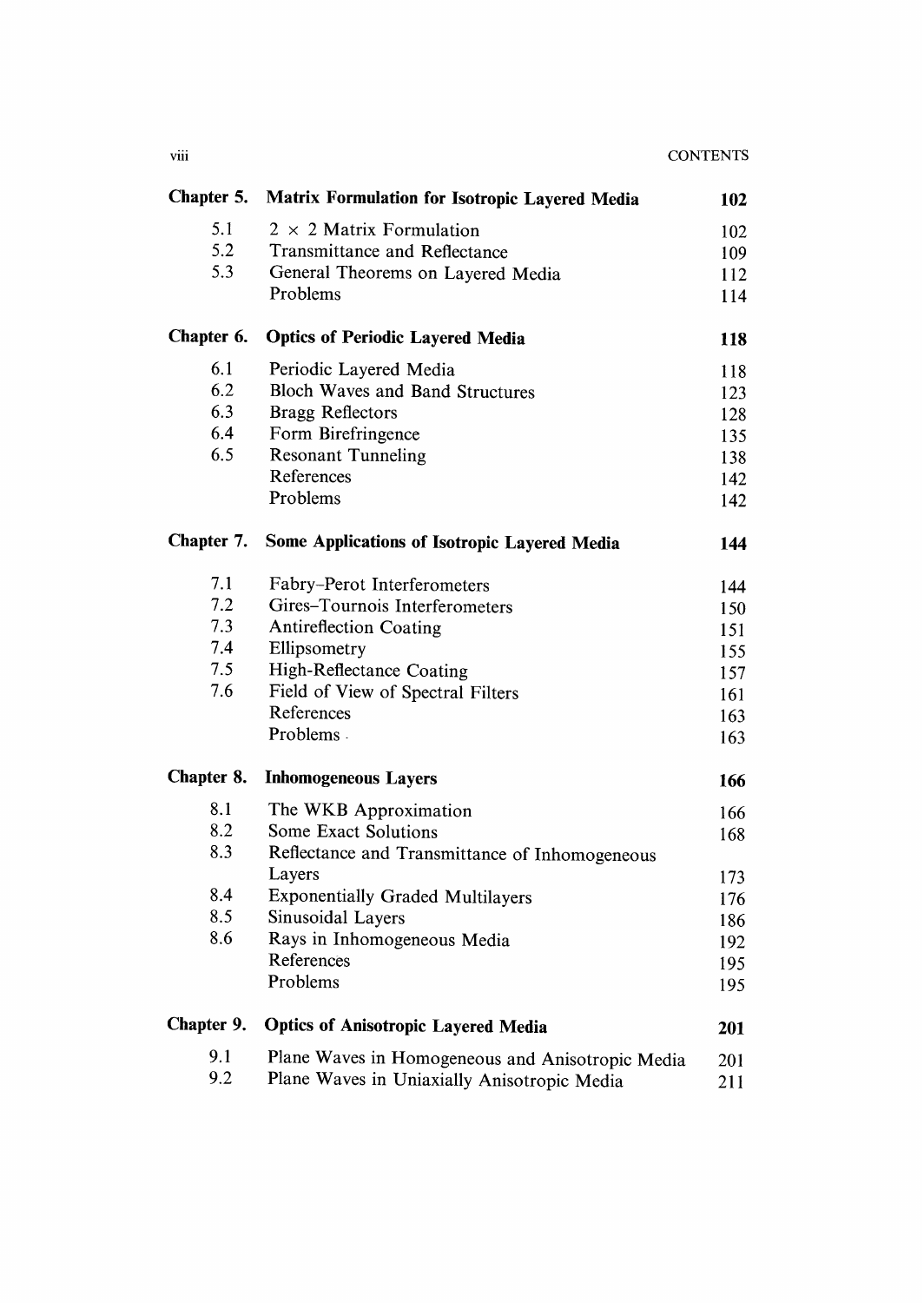| | | |
|---|---|---|
| **Chapter 5.** | **Matrix Formulation for Isotropic Layered Media** | **102** |
| 5.1 | $2 \times 2$ Matrix Formulation | 102 |
| 5.2 | Transmittance and Reflectance | 109 |
| 5.3 | General Theorems on Layered Media | 112 |
| | Problems | 114 |
| **Chapter 6.** | **Optics of Periodic Layered Media** | **118** |
| 6.1 | Periodic Layered Media | 118 |
| 6.2 | Bloch Waves and Band Structures | 123 |
| 6.3 | Bragg Reflectors | 128 |
| 6.4 | Form Birefringence | 135 |
| 6.5 | Resonant Tunneling | 138 |
| | References | 142 |
| | Problems | 142 |
| **Chapter 7.** | **Some Applications of Isotropic Layered Media** | **144** |
| 7.1 | Fabry–Perot Interferometers | 144 |
| 7.2 | Gires–Tournois Interferometers | 150 |
| 7.3 | Antireflection Coating | 151 |
| 7.4 | Ellipsometry | 155 |
| 7.5 | High-Reflectance Coating | 157 |
| 7.6 | Field of View of Spectral Filters | 161 |
| | References | 163 |
| | Problems | 163 |
| **Chapter 8.** | **Inhomogeneous Layers** | **166** |
| 8.1 | The WKB Approximation | 166 |
| 8.2 | Some Exact Solutions | 168 |
| 8.3 | Reflectance and Transmittance of Inhomogeneous Layers | 173 |
| 8.4 | Exponentially Graded Multilayers | 176 |
| 8.5 | Sinusoidal Layers | 186 |
| 8.6 | Rays in Inhomogeneous Media | 192 |
| | References | 195 |
| | Problems | 195 |
| **Chapter 9.** | **Optics of Anisotropic Layered Media** | **201** |
| 9.1 | Plane Waves in Homogeneous and Anisotropic Media | 201 |
| 9.2 | Plane Waves in Uniaxially Anisotropic Media | 211 |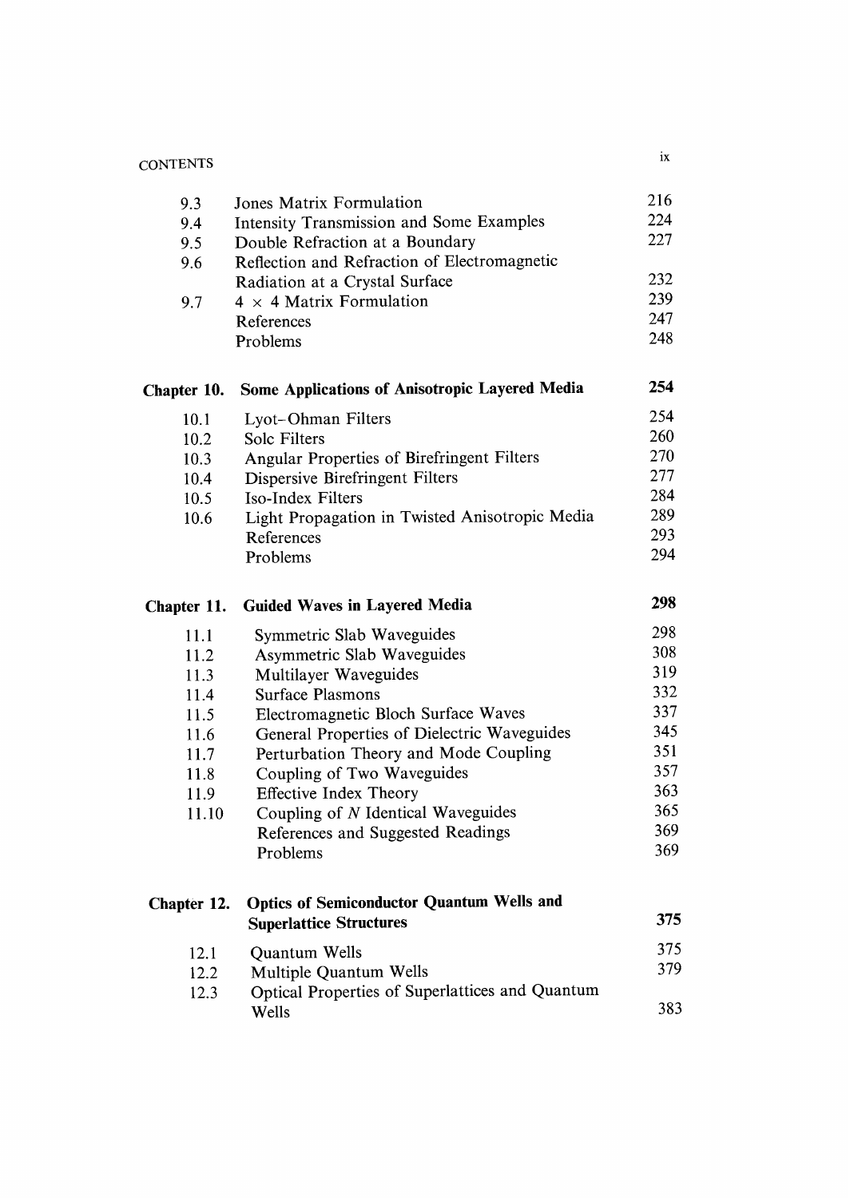| | | |
|---|---|---|
| 9.3 | Jones Matrix Formulation | 216 |
| 9.4 | Intensity Transmission and Some Examples | 224 |
| 9.5 | Double Refraction at a Boundary | 227 |
| 9.6 | Reflection and Refraction of Electromagnetic Radiation at a Crystal Surface | 232 |
| 9.7 | $4 \times 4$ Matrix Formulation | 239 |
| | References | 247 |
| | Problems | 248 |
| **Chapter 10.** | **Some Applications of Anisotropic Layered Media** | **254** |
| 10.1 | Lyot–Ohman Filters | 254 |
| 10.2 | Solc Filters | 260 |
| 10.3 | Angular Properties of Birefringent Filters | 270 |
| 10.4 | Dispersive Birefringent Filters | 277 |
| 10.5 | Iso-Index Filters | 284 |
| 10.6 | Light Propagation in Twisted Anisotropic Media | 289 |
| | References | 293 |
| | Problems | 294 |
| **Chapter 11.** | **Guided Waves in Layered Media** | **298** |
| 11.1 | Symmetric Slab Waveguides | 298 |
| 11.2 | Asymmetric Slab Waveguides | 308 |
| 11.3 | Multilayer Waveguides | 319 |
| 11.4 | Surface Plasmons | 332 |
| 11.5 | Electromagnetic Bloch Surface Waves | 337 |
| 11.6 | General Properties of Dielectric Waveguides | 345 |
| 11.7 | Perturbation Theory and Mode Coupling | 351 |
| 11.8 | Coupling of Two Waveguides | 357 |
| 11.9 | Effective Index Theory | 363 |
| 11.10 | Coupling of $N$ Identical Waveguides | 365 |
| | References and Suggested Readings | 369 |
| | Problems | 369 |
| **Chapter 12.** | **Optics of Semiconductor Quantum Wells and Superlattice Structures** | **375** |
| 12.1 | Quantum Wells | 375 |
| 12.2 | Multiple Quantum Wells | 379 |
| 12.3 | Optical Properties of Superlattices and Quantum Wells | 383 |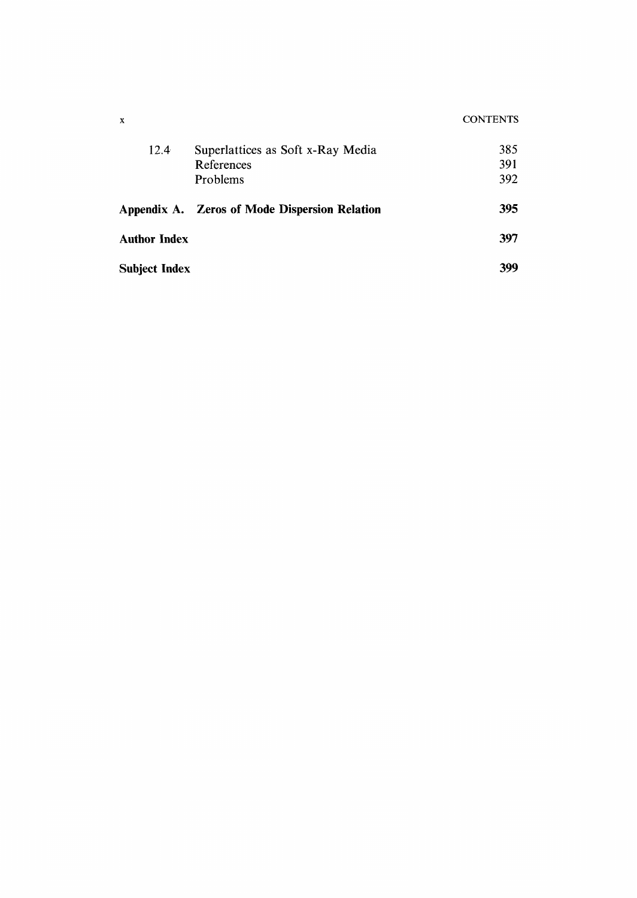| | | |
|---|---|---|
| 12.4 | Superlattices as Soft x-Ray Media | 385 |
| | References | 391 |
| | Problems | 392 |

**Appendix A. Zeros of Mode Dispersion Relation** **395**

**Author Index** **397**

**Subject Index** **399**